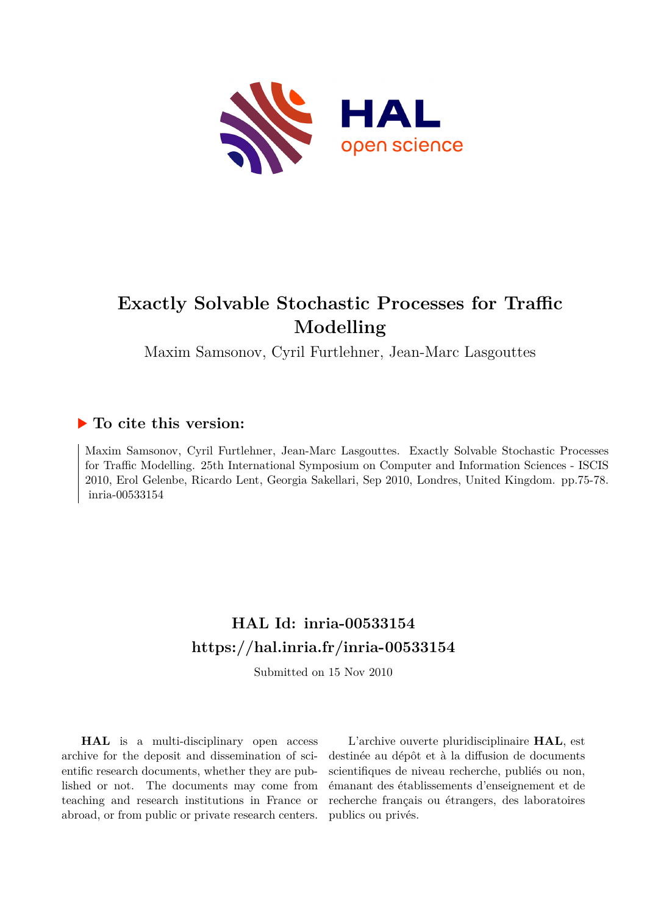# Exactly Solvable Stochastic Processes for Traffic Modelling

Maxim Samsonov, Cyril Furtlehner, Jean-Marc Lasgouttes

## ▶ To cite this version:

Maxim Samsonov, Cyril Furtlehner, Jean-Marc Lasgouttes. Exactly Solvable Stochastic Processes for Traffic Modelling. 25th International Symposium on Computer and Information Sciences - ISCIS 2010, Erol Gelenbe, Ricardo Lent, Georgia Sakellari, Sep 2010, Londres, United Kingdom. pp.75-78. inria-00533154

## HAL Id: inria-00533154

## https://hal.inria.fr/inria-00533154

Submitted on 15 Nov 2010

**HAL** is a multi-disciplinary open access archive for the deposit and dissemination of scientific research documents, whether they are published or not. The documents may come from teaching and research institutions in France or abroad, or from public or private research centers.

L'archive ouverte pluridisciplinaire **HAL**, est destinée au dépôt et à la diffusion de documents scientifiques de niveau recherche, publiés ou non, émanant des établissements d'enseignement et de recherche français ou étrangers, des laboratoires publics ou privés.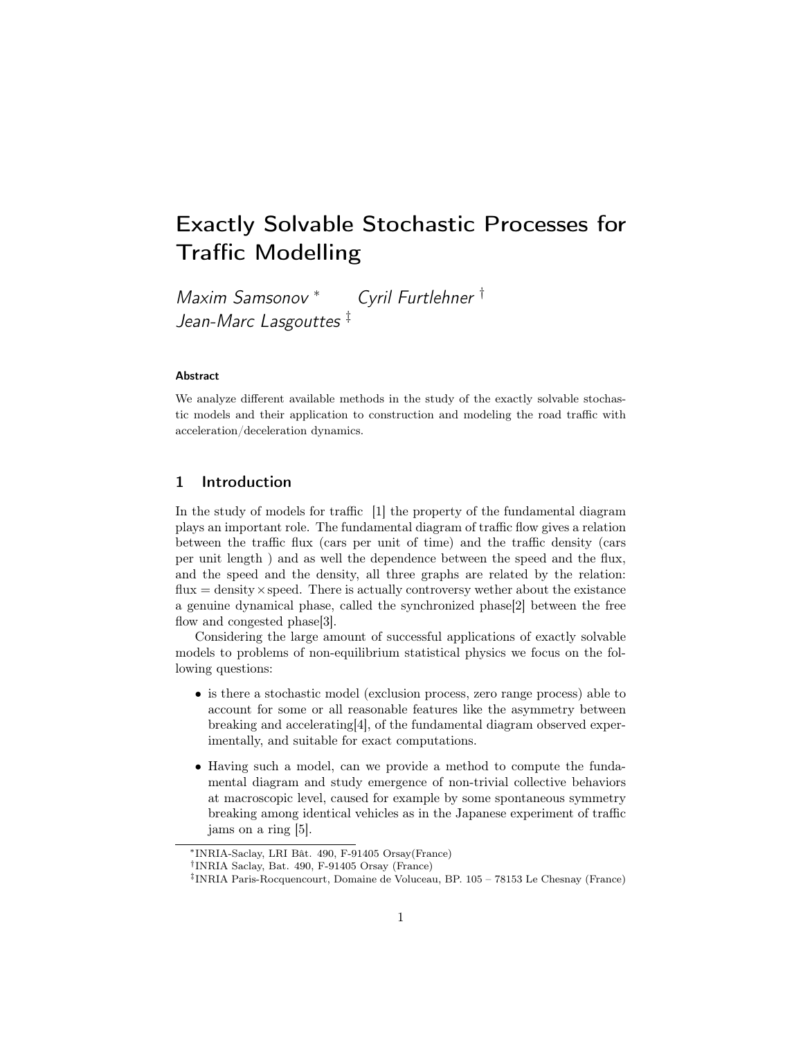# Exactly Solvable Stochastic Processes for Traffic Modelling

*Maxim Samsonov* [*] *Cyril Furtlehner* [†]
*Jean-Marc Lasgouttes* [‡]

#### Abstract

We analyze different available methods in the study of the exactly solvable stochastic models and their application to construction and modeling the road traffic with acceleration/deceleration dynamics.

## 1 Introduction

In the study of models for traffic [1] the property of the fundamental diagram plays an important role. The fundamental diagram of traffic flow gives a relation between the traffic flux (cars per unit of time) and the traffic density (cars per unit length ) and as well the dependence between the speed and the flux, and the speed and the density, all three graphs are related by the relation: flux = density × speed. There is actually controversy wether about the existance a genuine dynamical phase, called the synchronized phase[2] between the free flow and congested phase[3].

Considering the large amount of successful applications of exactly solvable models to problems of non-equilibrium statistical physics we focus on the following questions:

- is there a stochastic model (exclusion process, zero range process) able to account for some or all reasonable features like the asymmetry between breaking and accelerating[4], of the fundamental diagram observed experimentally, and suitable for exact computations.
- Having such a model, can we provide a method to compute the fundamental diagram and study emergence of non-trivial collective behaviors at macroscopic level, caused for example by some spontaneous symmetry breaking among identical vehicles as in the Japanese experiment of traffic jams on a ring [5].

[*] INRIA-Saclay, LRI Bât. 490, F-91405 Orsay(France)
[†] INRIA Saclay, Bat. 490, F-91405 Orsay (France)
[‡] INRIA Paris-Rocqencourt, Domaine de Voluceau, BP. 105 – 78153 Le Chesnay (France)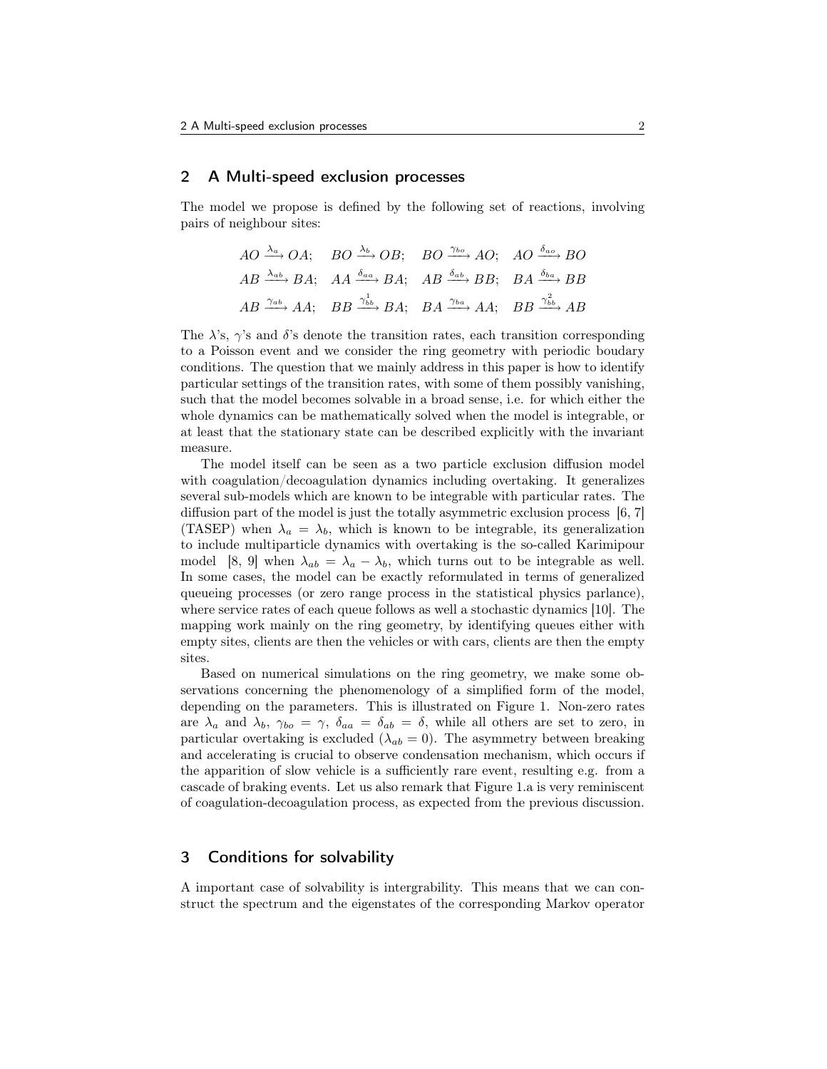## 2 A Multi-speed exclusion processes

The model we propose is defined by the following set of reactions, involving pairs of neighbour sites:

$$
\begin{array}{llll}
AO \xrightarrow{\lambda_a} OA; & BO \xrightarrow{\lambda_b} OB; & BO \xrightarrow{\gamma_{bo}} AO; & AO \xrightarrow{\delta_{ao}} BO \\
AB \xrightarrow{\lambda_{ab}} BA; & AA \xrightarrow{\delta_{aa}} BA; & AB \xrightarrow{\delta_{ab}} BB; & BA \xrightarrow{\delta_{ba}} BB \\
AB \xrightarrow{\gamma_{ab}} AA; & BB \xrightarrow{\gamma_{bb}^1} BA; & BA \xrightarrow{\gamma_{ba}} AA; & BB \xrightarrow{\gamma_{bb}^2} AB
\end{array}
$$

The $\lambda$'s, $\gamma$'s and $\delta$'s denote the transition rates, each transition corresponding to a Poisson event and we consider the ring geometry with periodic boudary conditions. The question that we mainly address in this paper is how to identify particular settings of the transition rates, with some of them possibly vanishing, such that the model becomes solvable in a broad sense, i.e. for which either the whole dynamics can be mathematically solved when the model is integrable, or at least that the stationary state can be described explicitly with the invariant measure.

The model itself can be seen as a two particle exclusion diffusion model with coagulation/decoagulation dynamics including overtaking. It generalizes several sub-models which are known to be integrable with particular rates. The diffusion part of the model is just the totally asymmetric exclusion process [6, 7] (TASEP) when $\lambda_a = \lambda_b$, which is known to be integrable, its generalization to include multiparticle dynamics with overtaking is the so-called Karimipour model [8, 9] when $\lambda_{ab} = \lambda_a - \lambda_b$, which turns out to be integrable as well. In some cases, the model can be exactly reformulated in terms of generalized queueing processes (or zero range process in the statistical physics parlance), where service rates of each queue follows as well a stochastic dynamics [10]. The mapping work mainly on the ring geometry, by identifying queues either with empty sites, clients are then the vehicles or with cars, clients are then the empty sites.

Based on numerical simulations on the ring geometry, we make some observations concerning the phenomenology of a simplified form of the model, depending on the parameters. This is illustrated on Figure 1. Non-zero rates are $\lambda_a$ and $\lambda_b$, $\gamma_{bo} = \gamma$, $\delta_{aa} = \delta_{ab} = \delta$, while all others are set to zero, in particular overtaking is excluded ($\lambda_{ab} = 0$). The asymmetry between breaking and accelerating is crucial to observe condensation mechanism, which occurs if the apparition of slow vehicle is a sufficiently rare event, resulting e.g. from a cascade of braking events. Let us also remark that Figure 1.a is very reminiscent of coagulation-decoagulation process, as expected from the previous discussion.

## 3 Conditions for solvability

A important case of solvability is intergrability. This means that we can construct the spectrum and the eigenstates of the corresponding Markov operator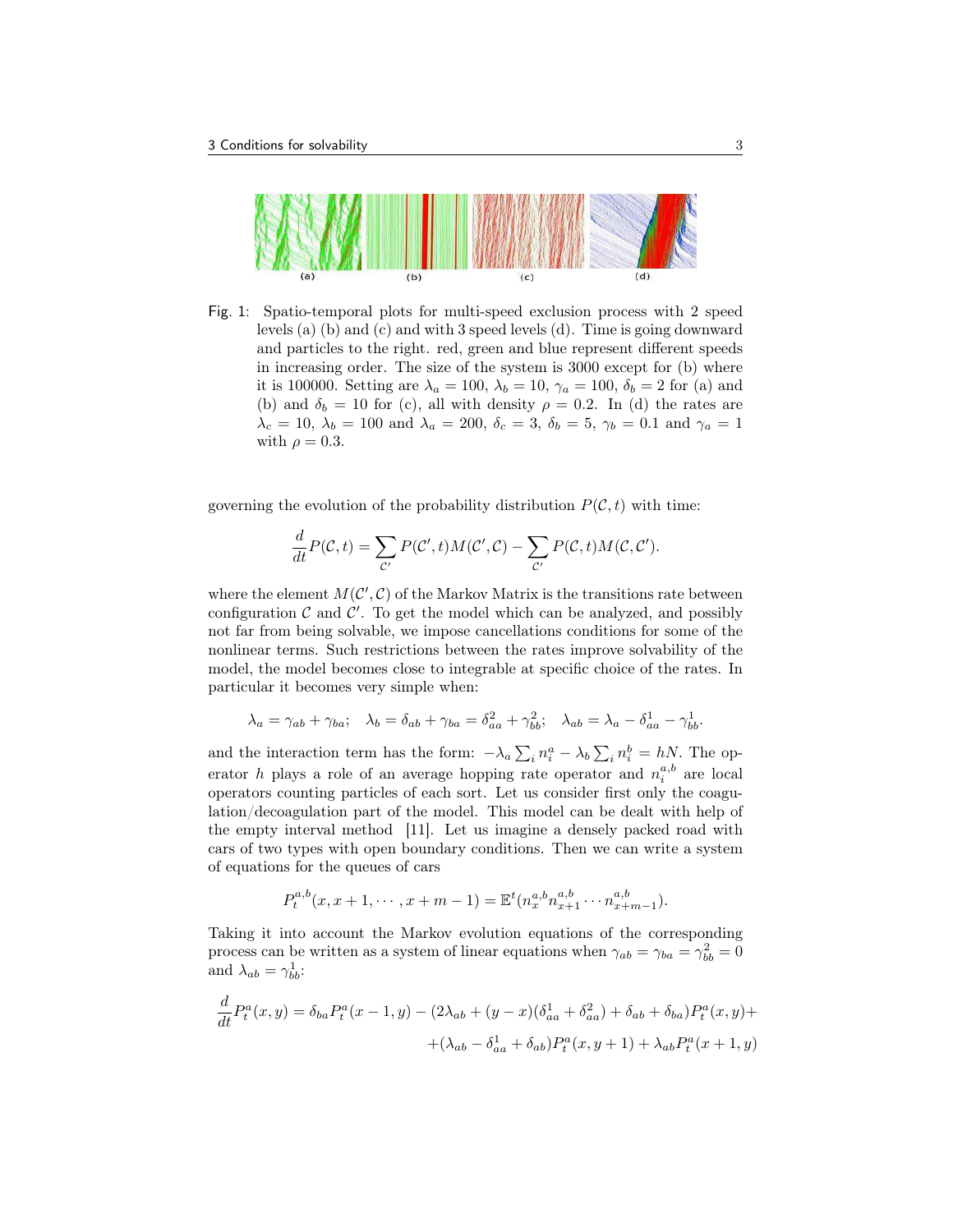Fig. 1: Spatio-temporal plots for multi-speed exclusion process with 2 speed levels (a) (b) and (c) and with 3 speed levels (d). Time is going downward and particles to the right. red, green and blue represent different speeds in increasing order. The size of the system is 3000 except for (b) where it is 100000. Setting are $\lambda_a = 100$, $\lambda_b = 10$, $\gamma_a = 100$, $\delta_b = 2$ for (a) and (b) and $\delta_b = 10$ for (c), all with density $\rho = 0.2$. In (d) the rates are $\lambda_c = 10$, $\lambda_b = 100$ and $\lambda_a = 200$, $\delta_c = 3$, $\delta_b = 5$, $\gamma_b = 0.1$ and $\gamma_a = 1$ with $\rho = 0.3$.

governing the evolution of the probability distribution $P(\mathcal{C}, t)$ with time:

$$\frac{d}{dt}P(\mathcal{C}, t) = \sum_{\mathcal{C}'} P(\mathcal{C}', t)M(\mathcal{C}', \mathcal{C}) - \sum_{\mathcal{C}'} P(\mathcal{C}, t)M(\mathcal{C}, \mathcal{C}').$$

where the element $M(\mathcal{C}', \mathcal{C})$ of the Markov Matrix is the transitions rate between configuration $\mathcal{C}$ and $\mathcal{C}'$. To get the model which can be analyzed, and possibly not far from being solvable, we impose cancellations conditions for some of the nonlinear terms. Such restrictions between the rates improve solvability of the model, the model becomes close to integrable at specific choice of the rates. In particular it becomes very simple when:

$$\lambda_a = \gamma_{ab} + \gamma_{ba}; \quad \lambda_b = \delta_{ab} + \gamma_{ba} = \delta^2_{aa} + \gamma^2_{bb}; \quad \lambda_{ab} = \lambda_a - \delta^1_{aa} - \gamma^1_{bb}.$$

and the interaction term has the form: $-\lambda_a \sum_i n^a_i - \lambda_b \sum_i n^b_i = hN$. The operator $h$ plays a role of an average hopping rate operator and $n^{a,b}_i$ are local operators counting particles of each sort. Let us consider first only the coagulation/decoagulation part of the model. This model can be dealt with help of the empty interval method [11]. Let us imagine a densely packed road with cars of two types with open boundary conditions. Then we can write a system of equations for the queues of cars

$$P^{a,b}_t(x, x+1, \cdots, x+m-1) = \mathbb{E}^t(n^{a,b}_x n^{a,b}_{x+1} \cdots n^{a,b}_{x+m-1}).$$

Taking it into account the Markov evolution equations of the corresponding process can be written as a system of linear equations when $\gamma_{ab} = \gamma_{ba} = \gamma^2_{bb} = 0$ and $\lambda_{ab} = \gamma^1_{bb}$:

$$\frac{d}{dt}P^a_t(x, y) = \delta_{ba}P^a_t(x-1, y) - (2\lambda_{ab} + (y-x)(\delta^1_{aa} + \delta^2_{aa}) + \delta_{ab} + \delta_{ba})P^a_t(x, y) +$$
$$+ (\lambda_{ab} - \delta^1_{aa} + \delta_{ab})P^a_t(x, y+1) + \lambda_{ab}P^a_t(x+1, y)$$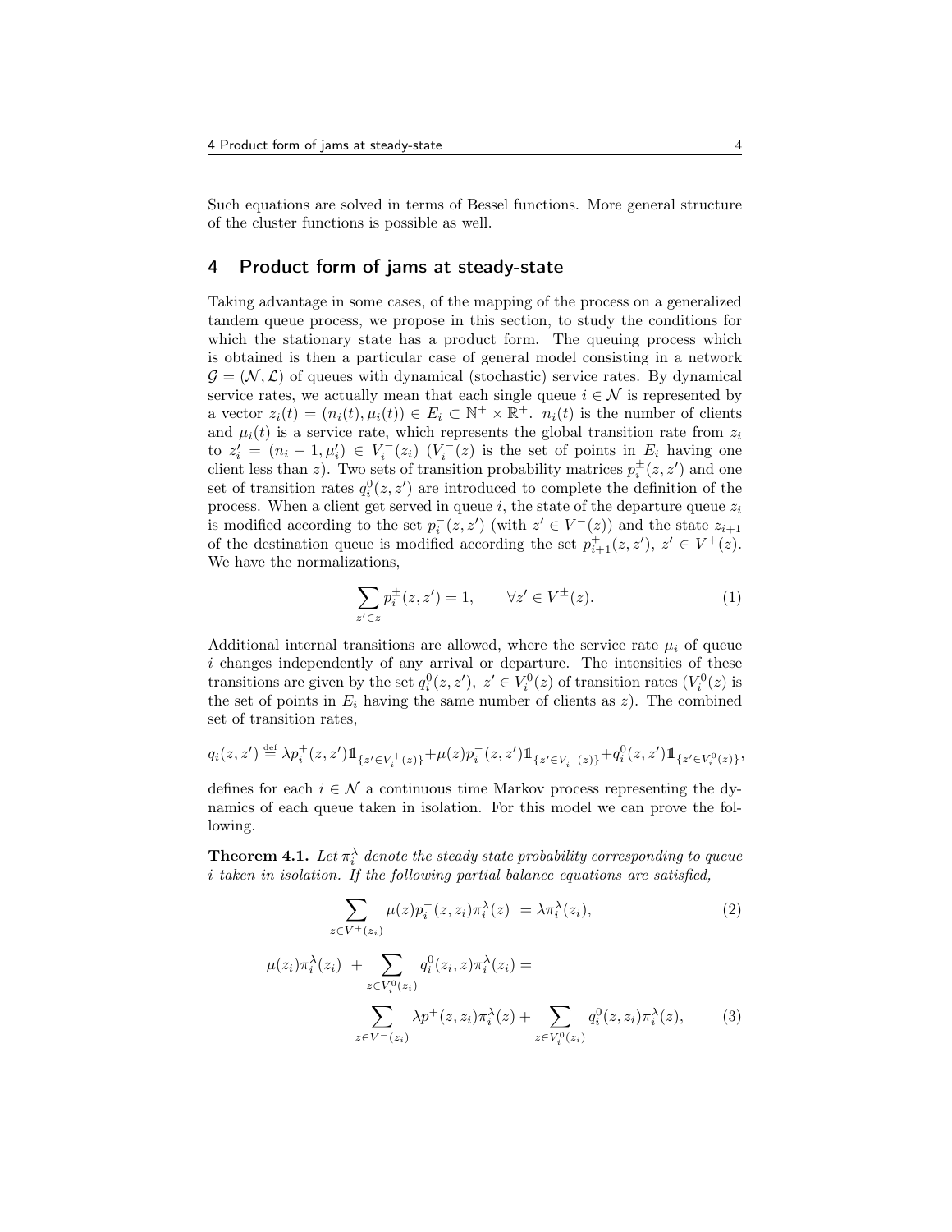Such equations are solved in terms of Bessel functions. More general structure of the cluster functions is possible as well.

## 4 Product form of jams at steady-state

Taking advantage in some cases, of the mapping of the process on a generalized tandem queue process, we propose in this section, to study the conditions for which the stationary state has a product form. The queuing process which is obtained is then a particular case of general model consisting in a network $\mathcal{G} = (\mathcal{N}, \mathcal{L})$ of queues with dynamical (stochastic) service rates. By dynamical service rates, we actually mean that each single queue $i \in \mathcal{N}$ is represented by a vector $z_i(t) = (n_i(t), \mu_i(t)) \in E_i \subset \mathbb{N}^+ \times \mathbb{R}^+$. $n_i(t)$ is the number of clients and $\mu_i(t)$ is a service rate, which represents the global transition rate from $z_i$ to $z_i' = (n_i - 1, \mu_i') \in V_i^-(z_i)$ ($V_i^-(z)$ is the set of points in $E_i$ having one client less than $z$). Two sets of transition probability matrices $p_i^\pm(z, z')$ and one set of transition rates $q_i^0(z, z')$ are introduced to complete the definition of the process. When a client get served in queue $i$, the state of the departure queue $z_i$ is modified according to the set $p_i^-(z, z')$ (with $z' \in V^-(z)$) and the state $z_{i+1}$ of the destination queue is modified according the set $p_{i+1}^+(z, z')$, $z' \in V^+(z)$. We have the normalizations,

$$\sum_{z' \in z} p_i^\pm(z, z') = 1, \qquad \forall z' \in V^\pm(z). \tag{1}$$

Additional internal transitions are allowed, where the service rate $\mu_i$ of queue $i$ changes independently of any arrival or departure. The intensities of these transitions are given by the set $q_i^0(z, z')$, $z' \in V_i^0(z)$ of transition rates ($V_i^0(z)$ is the set of points in $E_i$ having the same number of clients as $z$). The combined set of transition rates,

$$q_i(z, z') \stackrel{\text{def}}{=} \lambda p_i^+(z, z') \mathbb{1}_{\{z' \in V_i^+(z)\}} + \mu(z) p_i^-(z, z') \mathbb{1}_{\{z' \in V_i^-(z)\}} + q_i^0(z, z') \mathbb{1}_{\{z' \in V_i^0(z)\}},$$

defines for each $i \in \mathcal{N}$ a continuous time Markov process representing the dynamics of each queue taken in isolation. For this model we can prove the following.

**Theorem 4.1.** *Let $\pi_i^\lambda$ denote the steady state probability corresponding to queue $i$ taken in isolation. If the following partial balance equations are satisfied,*

$$\sum_{z \in V^+(z_i)} \mu(z) p_i^-(z, z_i) \pi_i^\lambda(z) \; = \lambda \pi_i^\lambda(z_i), \tag{2}$$

$$\mu(z_i)\pi_i^\lambda(z_i) \; + \sum_{z \in V_i^0(z_i)} q_i^0(z_i, z)\pi_i^\lambda(z_i) = \sum_{z \in V^-(z_i)} \lambda p^+(z, z_i)\pi_i^\lambda(z) + \sum_{z \in V_i^0(z_i)} q_i^0(z, z_i)\pi_i^\lambda(z), \tag{3}$$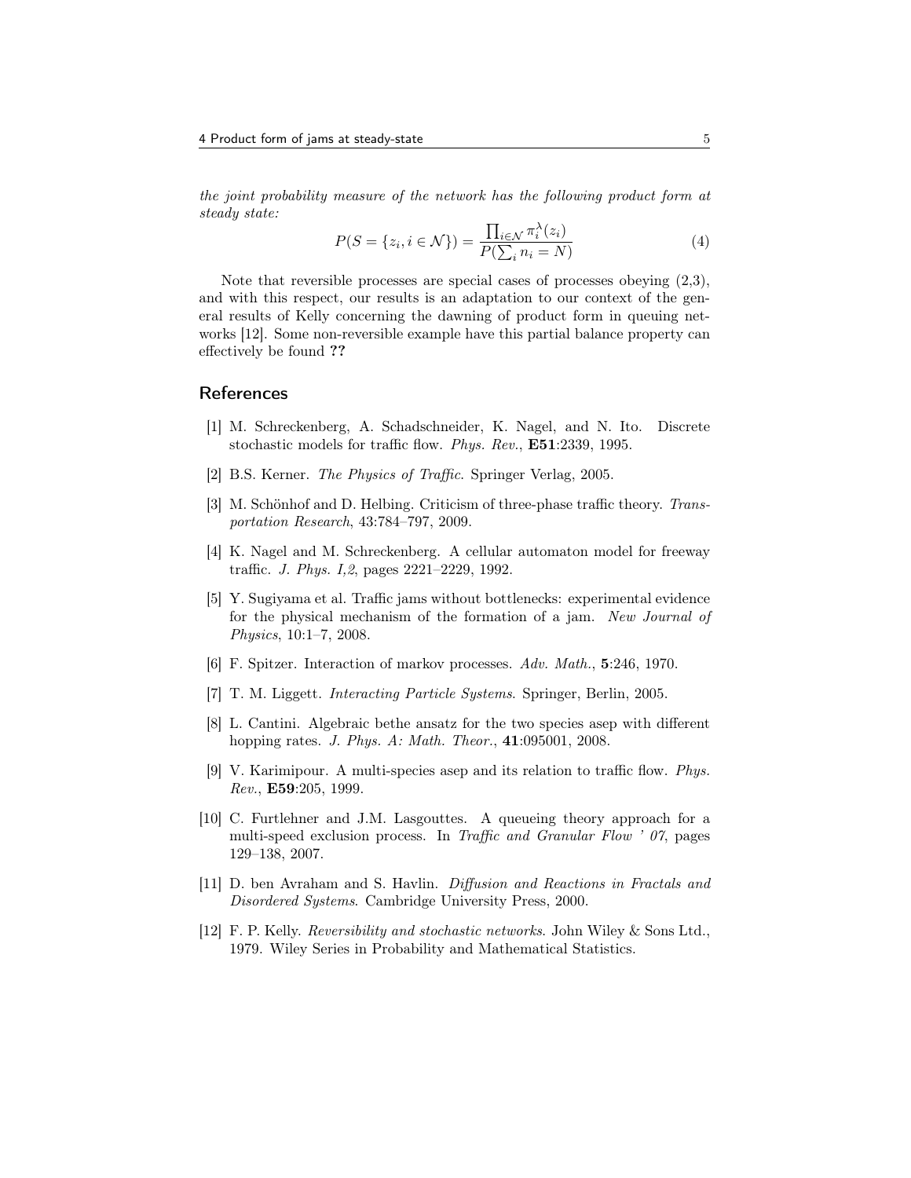*the joint probability measure of the network has the following product form at steady state:*

$$P(S = \{z_i, i \in \mathcal{N}\}) = \frac{\prod_{i \in \mathcal{N}} \pi_i^{\lambda}(z_i)}{P(\sum_i n_i = N)} \tag{4}$$

Note that reversible processes are special cases of processes obeying (2,3), and with this respect, our results is an adaptation to our context of the general results of Kelly concerning the dawning of product form in queuing networks [12]. Some non-reversible example have this partial balance property can effectively be found **??**

## References

[1] M. Schreckenberg, A. Schadschneider, K. Nagel, and N. Ito. Discrete stochastic models for traffic flow. *Phys. Rev.*, **E51**:2339, 1995.

[2] B.S. Kerner. *The Physics of Traffic*. Springer Verlag, 2005.

[3] M. Schönhof and D. Helbing. Criticism of three-phase traffic theory. *Transportation Research*, 43:784–797, 2009.

[4] K. Nagel and M. Schreckenberg. A cellular automaton model for freeway traffic. *J. Phys. I,2*, pages 2221–2229, 1992.

[5] Y. Sugiyama et al. Traffic jams without bottlenecks: experimental evidence for the physical mechanism of the formation of a jam. *New Journal of Physics*, 10:1–7, 2008.

[6] F. Spitzer. Interaction of markov processes. *Adv. Math.*, **5**:246, 1970.

[7] T. M. Liggett. *Interacting Particle Systems*. Springer, Berlin, 2005.

[8] L. Cantini. Algebraic bethe ansatz for the two species asep with different hopping rates. *J. Phys. A: Math. Theor.*, **41**:095001, 2008.

[9] V. Karimipour. A multi-species asep and its relation to traffic flow. *Phys. Rev.*, **E59**:205, 1999.

[10] C. Furtlehner and J.M. Lasgouttes. A queueing theory approach for a multi-speed exclusion process. In *Traffic and Granular Flow ' 07*, pages 129–138, 2007.

[11] D. ben Avraham and S. Havlin. *Diffusion and Reactions in Fractals and Disordered Systems*. Cambridge University Press, 2000.

[12] F. P. Kelly. *Reversibility and stochastic networks*. John Wiley & Sons Ltd., 1979. Wiley Series in Probability and Mathematical Statistics.